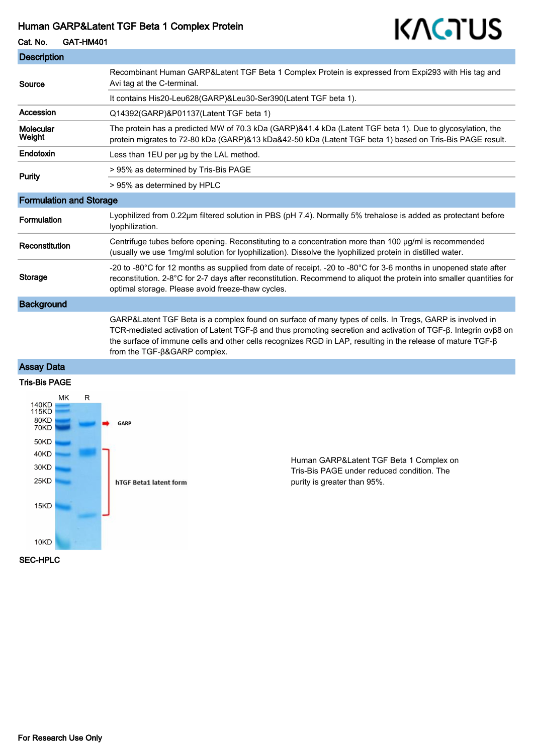# Human GARP&Latent TGF Beta 1 Complex Protein

**Cat. No.** GAT-HM401

KACTUS

## Description

| | |
|---|---|
| **Source** | Recombinant Human GARP&Latent TGF Beta 1 Complex Protein is expressed from Expi293 with His tag and Avi tag at the C-terminal. |
| | It contains His20-Leu628(GARP)&Leu30-Ser390(Latent TGF beta 1). |
| **Accession** | Q14392(GARP)&P01137(Latent TGF beta 1) |
| **Molecular Weight** | The protein has a predicted MW of 70.3 kDa (GARP)&41.4 kDa (Latent TGF beta 1). Due to glycosylation, the protein migrates to 72-80 kDa (GARP)&13 kDa&42-50 kDa (Latent TGF beta 1) based on Tris-Bis PAGE result. |
| **Endotoxin** | Less than 1EU per μg by the LAL method. |
| **Purity** | > 95% as determined by Tris-Bis PAGE |
| | > 95% as determined by HPLC |

## Formulation and Storage

| | |
|---|---|
| **Formulation** | Lyophilized from 0.22μm filtered solution in PBS (pH 7.4). Normally 5% trehalose is added as protectant before lyophilization. |
| **Reconstitution** | Centrifuge tubes before opening. Reconstituting to a concentration more than 100 μg/ml is recommended (usually we use 1mg/ml solution for lyophilization). Dissolve the lyophilized protein in distilled water. |
| **Storage** | -20 to -80°C for 12 months as supplied from date of receipt. -20 to -80°C for 3-6 months in unopened state after reconstitution. 2-8°C for 2-7 days after reconstitution. Recommend to aliquot the protein into smaller quantities for optimal storage. Please avoid freeze-thaw cycles. |

## Background

GARP&Latent TGF Beta is a complex found on surface of many types of cells. In Tregs, GARP is involved in TCR-mediated activation of Latent TGF-β and thus promoting secretion and activation of TGF-β. Integrin αvβ8 on the surface of immune cells and other cells recognizes RGD in LAP, resulting in the release of mature TGF-β from the TGF-β&GARP complex.

## Assay Data

### Tris-Bis PAGE

Human GARP&Latent TGF Beta 1 Complex on Tris-Bis PAGE under reduced condition. The purity is greater than 95%.

### SEC-HPLC

**For Research Use Only**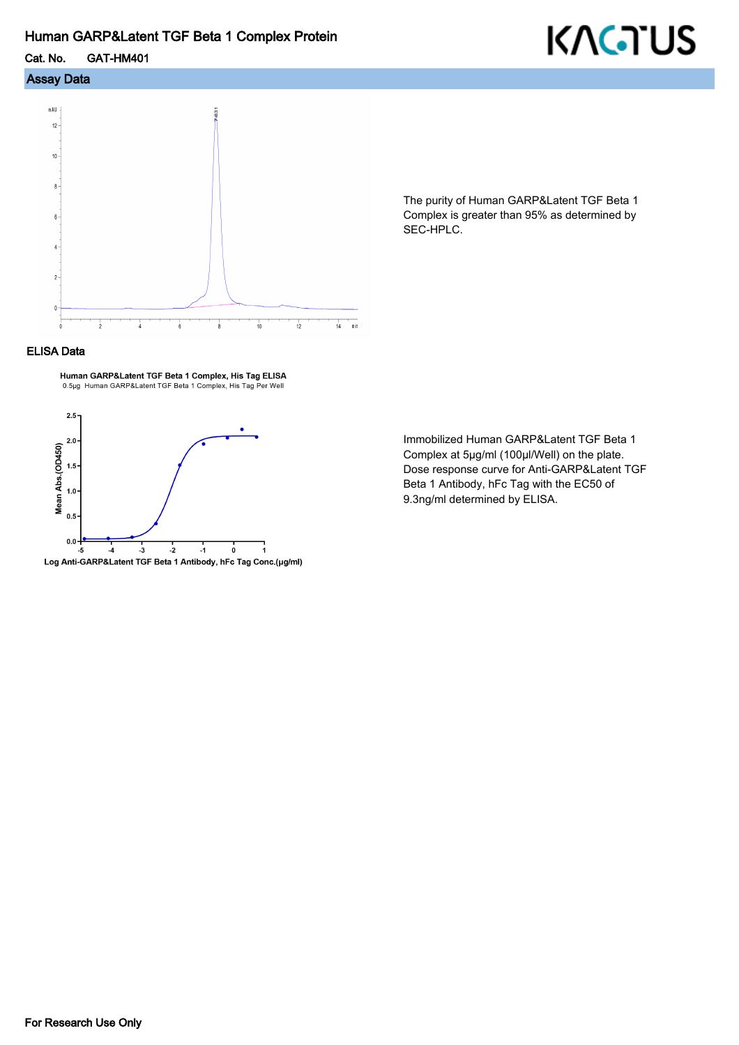# Human GARP&Latent TGF Beta 1 Complex Protein

Cat. No. GAT-HM401

## Assay Data

mAU
12
10
8
6
4
2
0
0 2 4 6 8 10 12 14 min
7.631

The purity of Human GARP&Latent TGF Beta 1 Complex is greater than 95% as determined by SEC-HPLC.

## ELISA Data

**Human GARP&Latent TGF Beta 1 Complex, His Tag ELISA**

0.5μg Human GARP&Latent TGF Beta 1 Complex, His Tag Per Well

Mean Abs.(OD450)
2.5
2.0
1.5
1.0
0.5
0.0
-5 -4 -3 -2 -1 0 1
Log Anti-GARP&Latent TGF Beta 1 Antibody, hFc Tag Conc.(μg/ml)

Immobilized Human GARP&Latent TGF Beta 1 Complex at 5μg/ml (100μl/Well) on the plate. Dose response curve for Anti-GARP&Latent TGF Beta 1 Antibody, hFc Tag with the EC50 of 9.3ng/ml determined by ELISA.

For Research Use Only